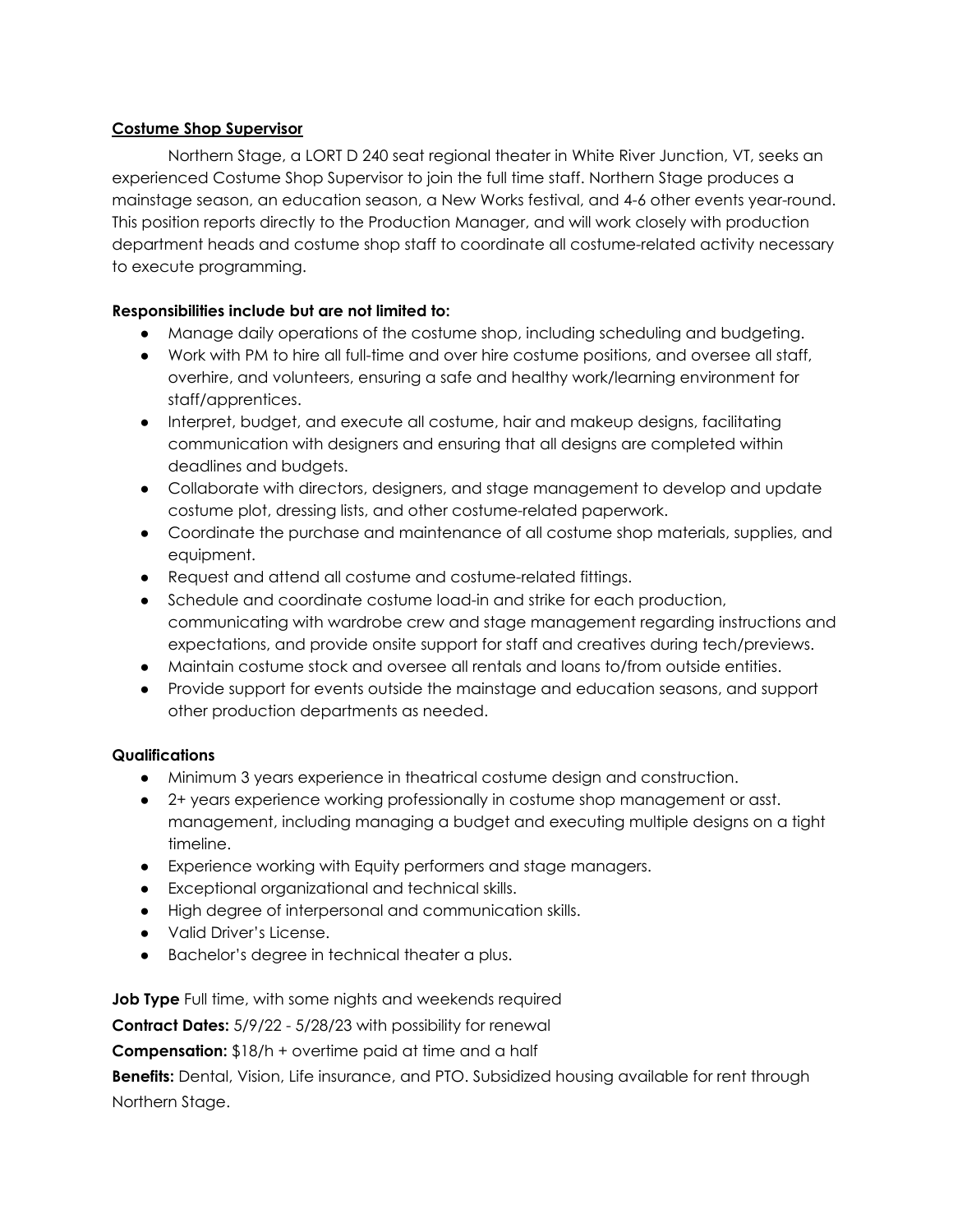**Costume Shop Supervisor**

Northern Stage, a LORT D 240 seat regional theater in White River Junction, VT, seeks an experienced Costume Shop Supervisor to join the full time staff. Northern Stage produces a mainstage season, an education season, a New Works festival, and 4-6 other events year-round. This position reports directly to the Production Manager, and will work closely with production department heads and costume shop staff to coordinate all costume-related activity necessary to execute programming.

**Responsibilities include but are not limited to:**

- Manage daily operations of the costume shop, including scheduling and budgeting.
- Work with PM to hire all full-time and over hire costume positions, and oversee all staff, overhire, and volunteers, ensuring a safe and healthy work/learning environment for staff/apprentices.
- Interpret, budget, and execute all costume, hair and makeup designs, facilitating communication with designers and ensuring that all designs are completed within deadlines and budgets.
- Collaborate with directors, designers, and stage management to develop and update costume plot, dressing lists, and other costume-related paperwork.
- Coordinate the purchase and maintenance of all costume shop materials, supplies, and equipment.
- Request and attend all costume and costume-related fittings.
- Schedule and coordinate costume load-in and strike for each production, communicating with wardrobe crew and stage management regarding instructions and expectations, and provide onsite support for staff and creatives during tech/previews.
- Maintain costume stock and oversee all rentals and loans to/from outside entities.
- Provide support for events outside the mainstage and education seasons, and support other production departments as needed.

**Qualifications**

- Minimum 3 years experience in theatrical costume design and construction.
- 2+ years experience working professionally in costume shop management or asst. management, including managing a budget and executing multiple designs on a tight timeline.
- Experience working with Equity performers and stage managers.
- Exceptional organizational and technical skills.
- High degree of interpersonal and communication skills.
- Valid Driver's License.
- Bachelor's degree in technical theater a plus.

**Job Type** Full time, with some nights and weekends required

**Contract Dates:** 5/9/22 - 5/28/23 with possibility for renewal

**Compensation:** $18/h + overtime paid at time and a half

**Benefits:** Dental, Vision, Life insurance, and PTO. Subsidized housing available for rent through Northern Stage.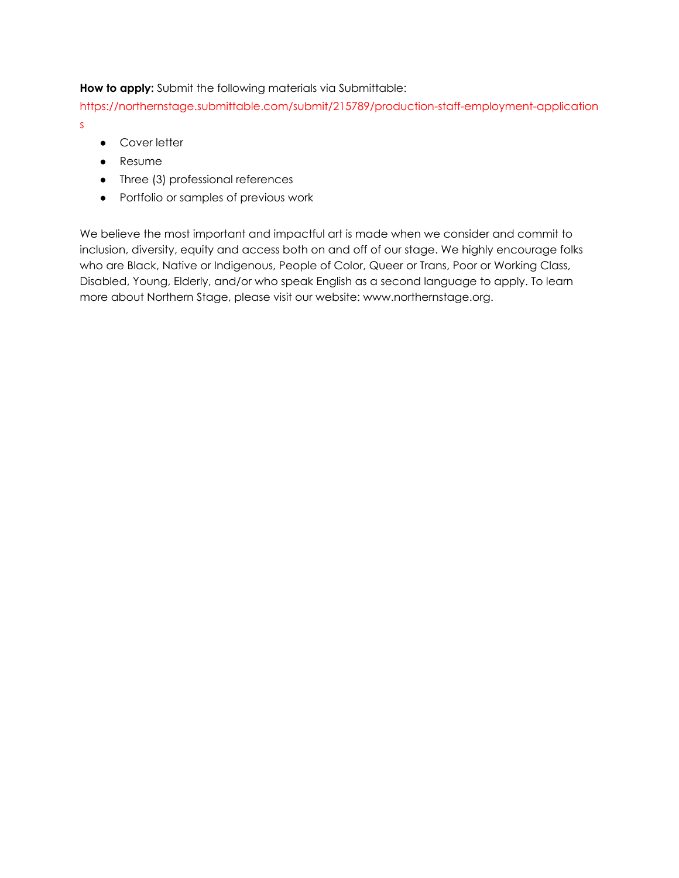**How to apply:** Submit the following materials via Submittable: https://northernstage.submittable.com/submit/215789/production-staff-employment-applications

- Cover letter
- Resume
- Three (3) professional references
- Portfolio or samples of previous work

We believe the most important and impactful art is made when we consider and commit to inclusion, diversity, equity and access both on and off of our stage. We highly encourage folks who are Black, Native or Indigenous, People of Color, Queer or Trans, Poor or Working Class, Disabled, Young, Elderly, and/or who speak English as a second language to apply. To learn more about Northern Stage, please visit our website: www.northernstage.org.